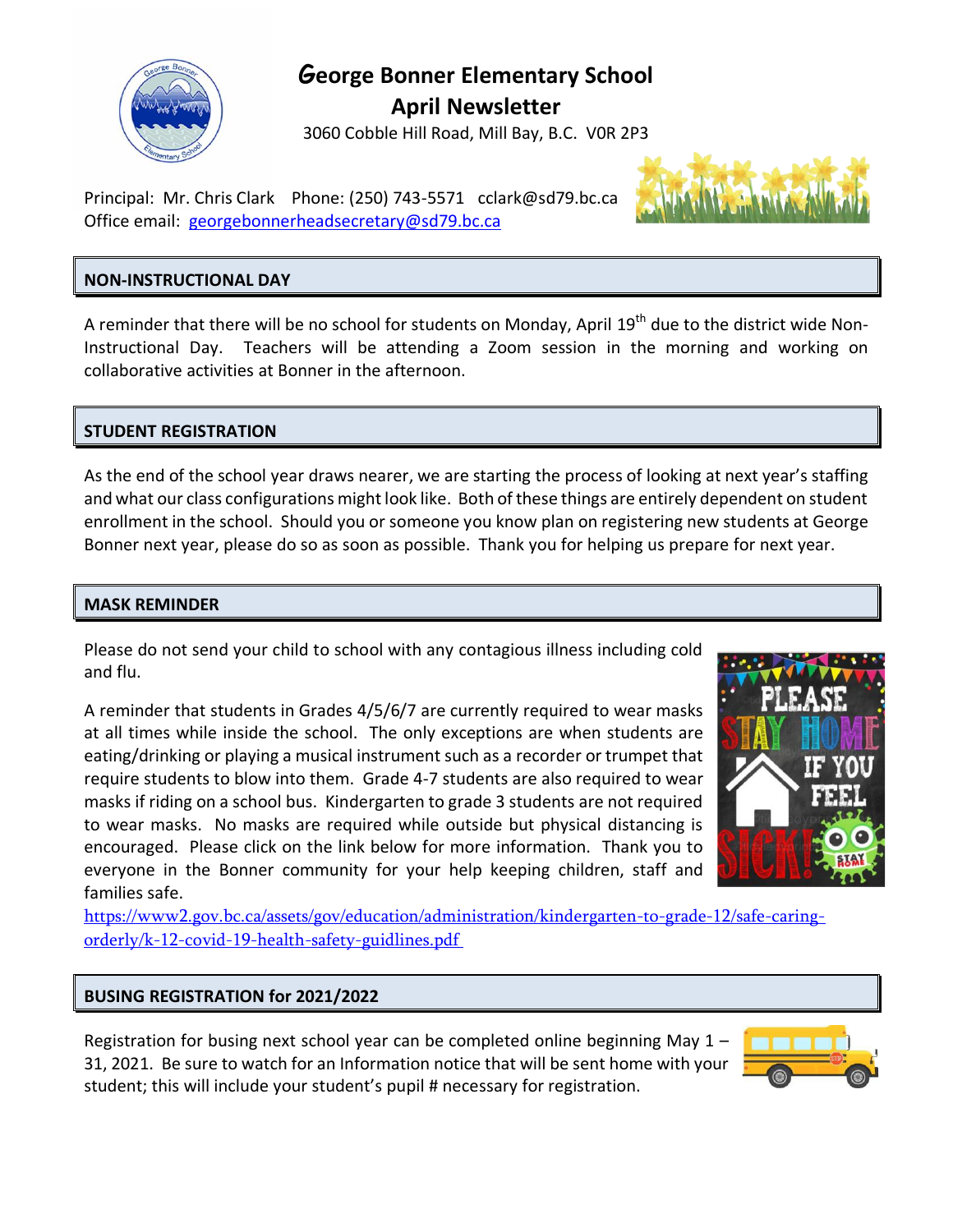# George Bonner Elementary School

## April Newsletter

3060 Cobble Hill Road, Mill Bay, B.C. V0R 2P3

Principal: Mr. Chris Clark Phone: (250) 743-5571 cclark@sd79.bc.ca
Office email: georgebonnerheadsecretary@sd79.bc.ca

## NON-INSTRUCTIONAL DAY

A reminder that there will be no school for students on Monday, April 19th due to the district wide Non-Instructional Day. Teachers will be attending a Zoom session in the morning and working on collaborative activities at Bonner in the afternoon.

## STUDENT REGISTRATION

As the end of the school year draws nearer, we are starting the process of looking at next year's staffing and what our class configurations might look like. Both of these things are entirely dependent on student enrollment in the school. Should you or someone you know plan on registering new students at George Bonner next year, please do so as soon as possible. Thank you for helping us prepare for next year.

## MASK REMINDER

Please do not send your child to school with any contagious illness including cold and flu.

A reminder that students in Grades 4/5/6/7 are currently required to wear masks at all times while inside the school. The only exceptions are when students are eating/drinking or playing a musical instrument such as a recorder or trumpet that require students to blow into them. Grade 4-7 students are also required to wear masks if riding on a school bus. Kindergarten to grade 3 students are not required to wear masks. No masks are required while outside but physical distancing is encouraged. Please click on the link below for more information. Thank you to everyone in the Bonner community for your help keeping children, staff and families safe.
https://www2.gov.bc.ca/assets/gov/education/administration/kindergarten-to-grade-12/safe-caring-orderly/k-12-covid-19-health-safety-guidlines.pdf

## BUSING REGISTRATION for 2021/2022

Registration for busing next school year can be completed online beginning May 1 – 31, 2021. Be sure to watch for an Information notice that will be sent home with your student; this will include your student's pupil # necessary for registration.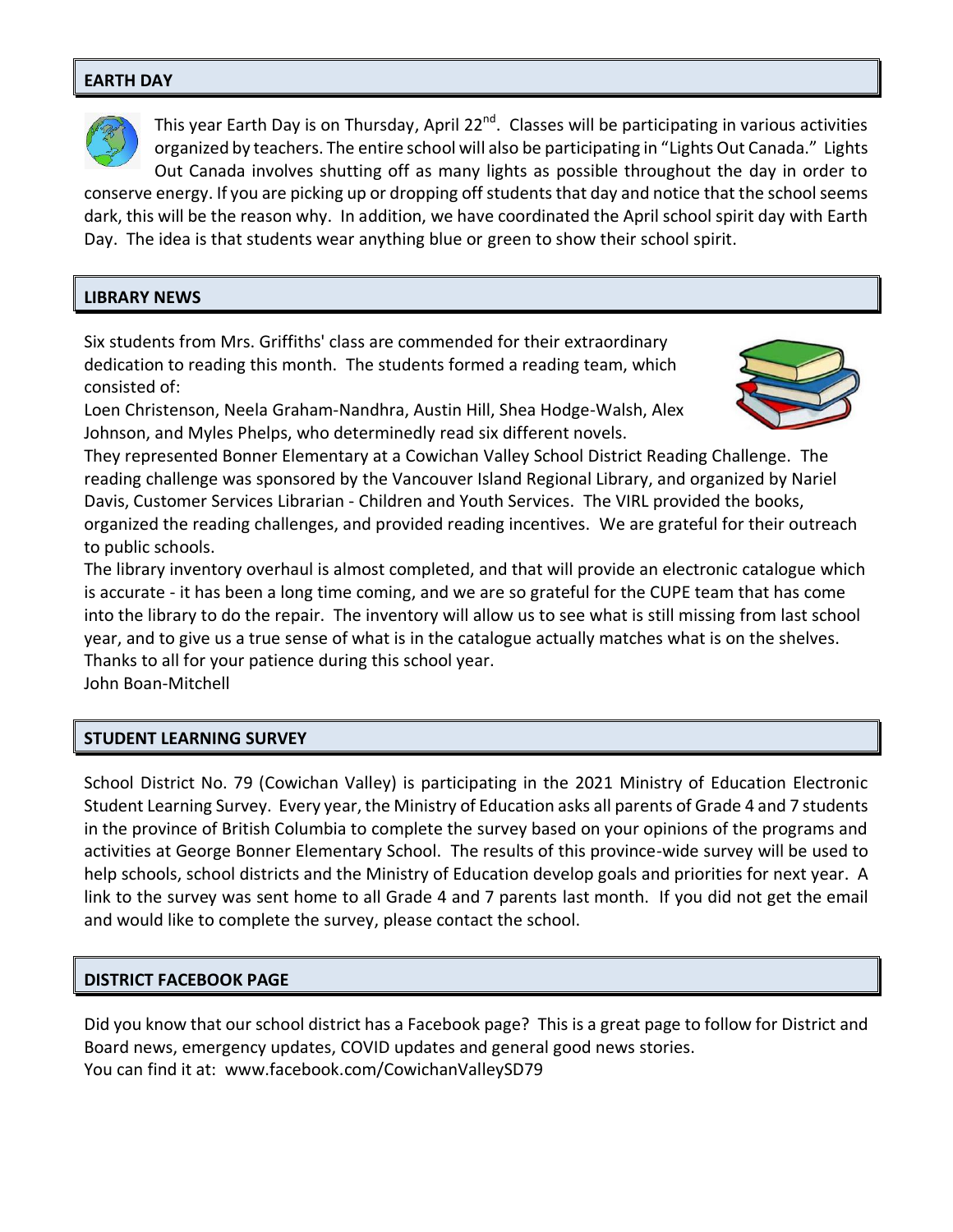## EARTH DAY

This year Earth Day is on Thursday, April 22nd. Classes will be participating in various activities organized by teachers. The entire school will also be participating in "Lights Out Canada." Lights Out Canada involves shutting off as many lights as possible throughout the day in order to conserve energy. If you are picking up or dropping off students that day and notice that the school seems dark, this will be the reason why. In addition, we have coordinated the April school spirit day with Earth Day. The idea is that students wear anything blue or green to show their school spirit.

## LIBRARY NEWS

Six students from Mrs. Griffiths' class are commended for their extraordinary dedication to reading this month. The students formed a reading team, which consisted of:
Loen Christenson, Neela Graham-Nandhra, Austin Hill, Shea Hodge-Walsh, Alex Johnson, and Myles Phelps, who determinedly read six different novels.
They represented Bonner Elementary at a Cowichan Valley School District Reading Challenge. The reading challenge was sponsored by the Vancouver Island Regional Library, and organized by Nariel Davis, Customer Services Librarian - Children and Youth Services. The VIRL provided the books, organized the reading challenges, and provided reading incentives. We are grateful for their outreach to public schools.
The library inventory overhaul is almost completed, and that will provide an electronic catalogue which is accurate - it has been a long time coming, and we are so grateful for the CUPE team that has come into the library to do the repair. The inventory will allow us to see what is still missing from last school year, and to give us a true sense of what is in the catalogue actually matches what is on the shelves.
Thanks to all for your patience during this school year.
John Boan-Mitchell

## STUDENT LEARNING SURVEY

School District No. 79 (Cowichan Valley) is participating in the 2021 Ministry of Education Electronic Student Learning Survey. Every year, the Ministry of Education asks all parents of Grade 4 and 7 students in the province of British Columbia to complete the survey based on your opinions of the programs and activities at George Bonner Elementary School. The results of this province-wide survey will be used to help schools, school districts and the Ministry of Education develop goals and priorities for next year. A link to the survey was sent home to all Grade 4 and 7 parents last month. If you did not get the email and would like to complete the survey, please contact the school.

## DISTRICT FACEBOOK PAGE

Did you know that our school district has a Facebook page? This is a great page to follow for District and Board news, emergency updates, COVID updates and general good news stories.
You can find it at: www.facebook.com/CowichanValleySD79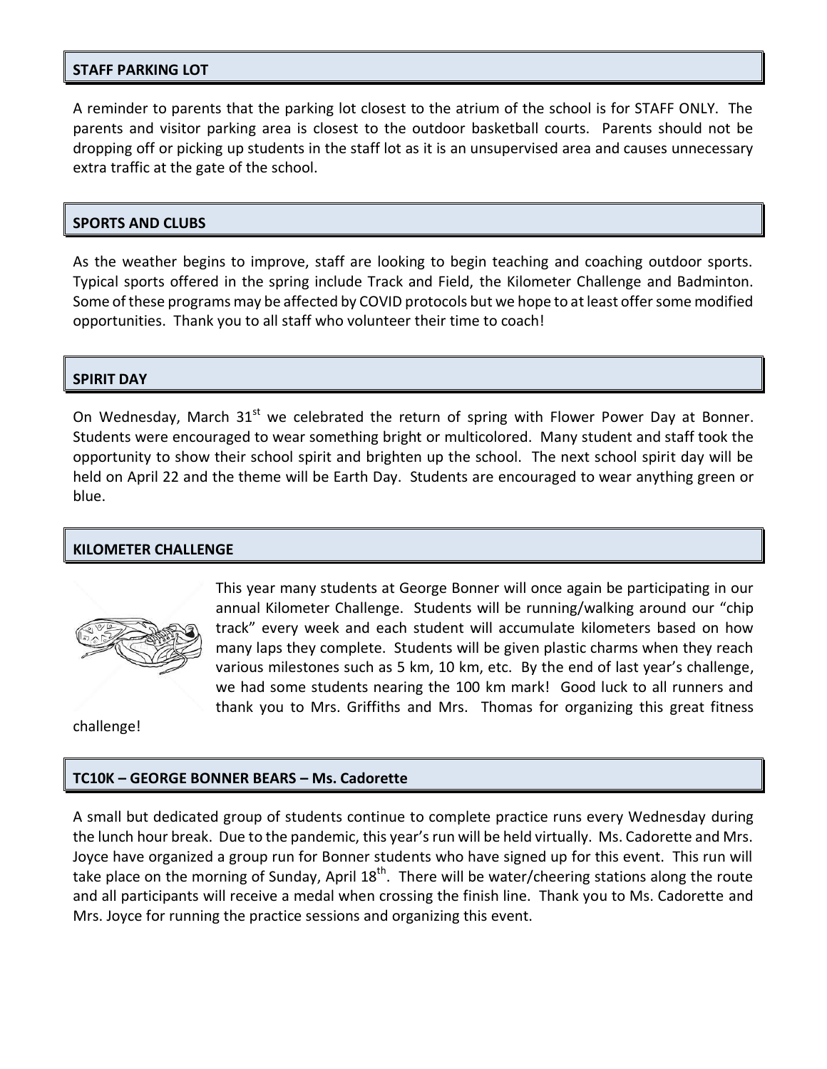## STAFF PARKING LOT

A reminder to parents that the parking lot closest to the atrium of the school is for STAFF ONLY. The parents and visitor parking area is closest to the outdoor basketball courts. Parents should not be dropping off or picking up students in the staff lot as it is an unsupervised area and causes unnecessary extra traffic at the gate of the school.

## SPORTS AND CLUBS

As the weather begins to improve, staff are looking to begin teaching and coaching outdoor sports. Typical sports offered in the spring include Track and Field, the Kilometer Challenge and Badminton. Some of these programs may be affected by COVID protocols but we hope to at least offer some modified opportunities. Thank you to all staff who volunteer their time to coach!

## SPIRIT DAY

On Wednesday, March 31st we celebrated the return of spring with Flower Power Day at Bonner. Students were encouraged to wear something bright or multicolored. Many student and staff took the opportunity to show their school spirit and brighten up the school. The next school spirit day will be held on April 22 and the theme will be Earth Day. Students are encouraged to wear anything green or blue.

## KILOMETER CHALLENGE

This year many students at George Bonner will once again be participating in our annual Kilometer Challenge. Students will be running/walking around our "chip track" every week and each student will accumulate kilometers based on how many laps they complete. Students will be given plastic charms when they reach various milestones such as 5 km, 10 km, etc. By the end of last year's challenge, we had some students nearing the 100 km mark! Good luck to all runners and thank you to Mrs. Griffiths and Mrs. Thomas for organizing this great fitness challenge!

## TC10K – GEORGE BONNER BEARS – Ms. Cadorette

A small but dedicated group of students continue to complete practice runs every Wednesday during the lunch hour break. Due to the pandemic, this year's run will be held virtually. Ms. Cadorette and Mrs. Joyce have organized a group run for Bonner students who have signed up for this event. This run will take place on the morning of Sunday, April 18th. There will be water/cheering stations along the route and all participants will receive a medal when crossing the finish line. Thank you to Ms. Cadorette and Mrs. Joyce for running the practice sessions and organizing this event.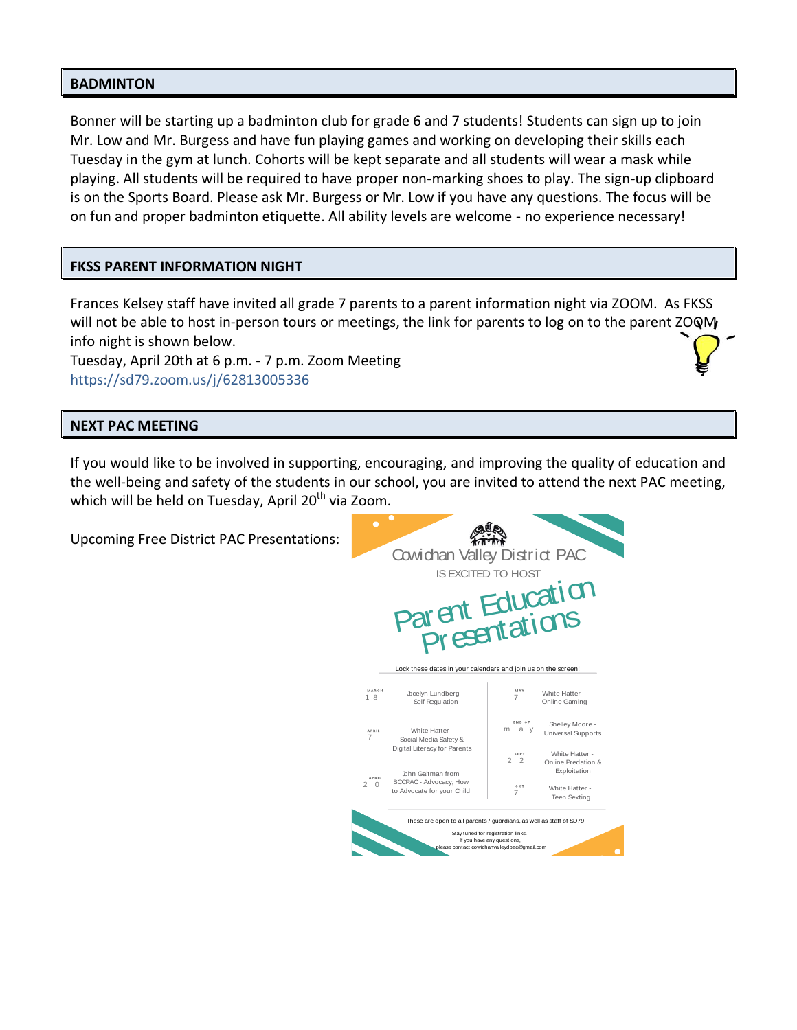## BADMINTON

Bonner will be starting up a badminton club for grade 6 and 7 students! Students can sign up to join Mr. Low and Mr. Burgess and have fun playing games and working on developing their skills each Tuesday in the gym at lunch. Cohorts will be kept separate and all students will wear a mask while playing. All students will be required to have proper non-marking shoes to play. The sign-up clipboard is on the Sports Board. Please ask Mr. Burgess or Mr. Low if you have any questions. The focus will be on fun and proper badminton etiquette. All ability levels are welcome - no experience necessary!

## FKSS PARENT INFORMATION NIGHT

Frances Kelsey staff have invited all grade 7 parents to a parent information night via ZOOM. As FKSS will not be able to host in-person tours or meetings, the link for parents to log on to the parent ZOOM info night is shown below.
Tuesday, April 20th at 6 p.m. - 7 p.m. Zoom Meeting
https://sd79.zoom.us/j/62813005336

## NEXT PAC MEETING

If you would like to be involved in supporting, encouraging, and improving the quality of education and the well-being and safety of the students in our school, you are invited to attend the next PAC meeting, which will be held on Tuesday, April 20th via Zoom.

Upcoming Free District PAC Presentations:

Cowichan Valley District PAC
IS EXCITED TO HOST

Parent Education Presentations

Lock these dates in your calendars and join us on the screen!

| Date | Presentation |
|---|---|
| March 18 | Jocelyn Lundberg - Self Regulation |
| April 7 | White Hatter - Social Media Safety & Digital Literacy for Parents |
| April 20 | John Gaitman from BCCPAC - Advocacy; How to Advocate for your Child |
| May 7 | White Hatter - Online Gaming |
| End of May | Shelley Moore - Universal Supports |
| Sept 22 | White Hatter - Online Predation & Exploitation |
| Oct 7 | White Hatter - Teen Sexting |

These are open to all parents / guardians, as well as staff of SD79.

Stay tuned for registration links.
If you have any questions,
please contact cowichanvalleydpac@gmail.com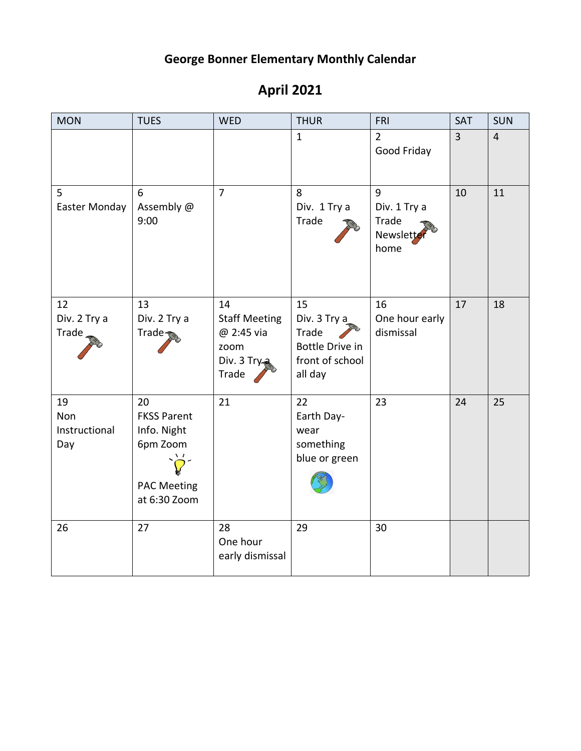# George Bonner Elementary Monthly Calendar

## April 2021

| MON | TUES | WED | THUR | FRI | SAT | SUN |
|---|---|---|---|---|---|---|
| | | | 1 | 2 Good Friday | 3 | 4 |
| 5 Easter Monday | 6 Assembly @ 9:00 | 7 | 8 Div. 1 Try a Trade | 9 Div. 1 Try a Trade Newsletter home | 10 | 11 |
| 12 Div. 2 Try a Trade | 13 Div. 2 Try a Trade | 14 Staff Meeting @ 2:45 via zoom Div. 3 Try a Trade | 15 Div. 3 Try a Trade Bottle Drive in front of school all day | 16 One hour early dismissal | 17 | 18 |
| 19 Non Instructional Day | 20 FKSS Parent Info. Night 6pm Zoom PAC Meeting at 6:30 Zoom | 21 | 22 Earth Day- wear something blue or green | 23 | 24 | 25 |
| 26 | 27 | 28 One hour early dismissal | 29 | 30 | | |